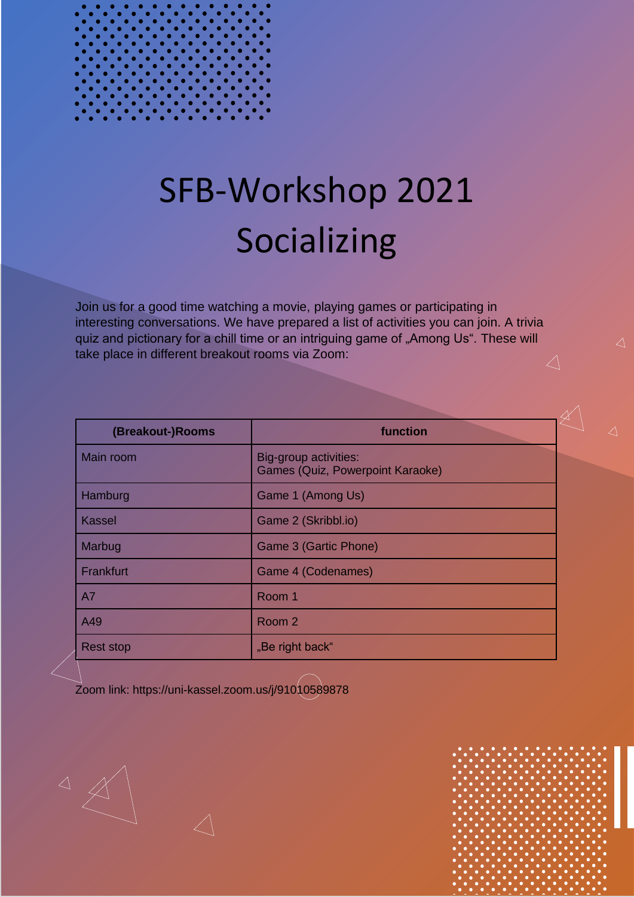# SFB-Workshop 2021 Socializing

Join us for a good time watching a movie, playing games or participating in interesting conversations. We have prepared a list of activities you can join. A trivia quiz and pictionary for a chill time or an intriguing game of „Among Us". These will take place in different breakout rooms via Zoom:

| (Breakout-)Rooms | function |
|---|---|
| Main room | Big-group activities: Games (Quiz, Powerpoint Karaoke) |
| Hamburg | Game 1 (Among Us) |
| Kassel | Game 2 (Skribbl.io) |
| Marbug | Game 3 (Gartic Phone) |
| Frankfurt | Game 4 (Codenames) |
| A7 | Room 1 |
| A49 | Room 2 |
| Rest stop | „Be right back" |

Zoom link: https://uni-kassel.zoom.us/j/91010589878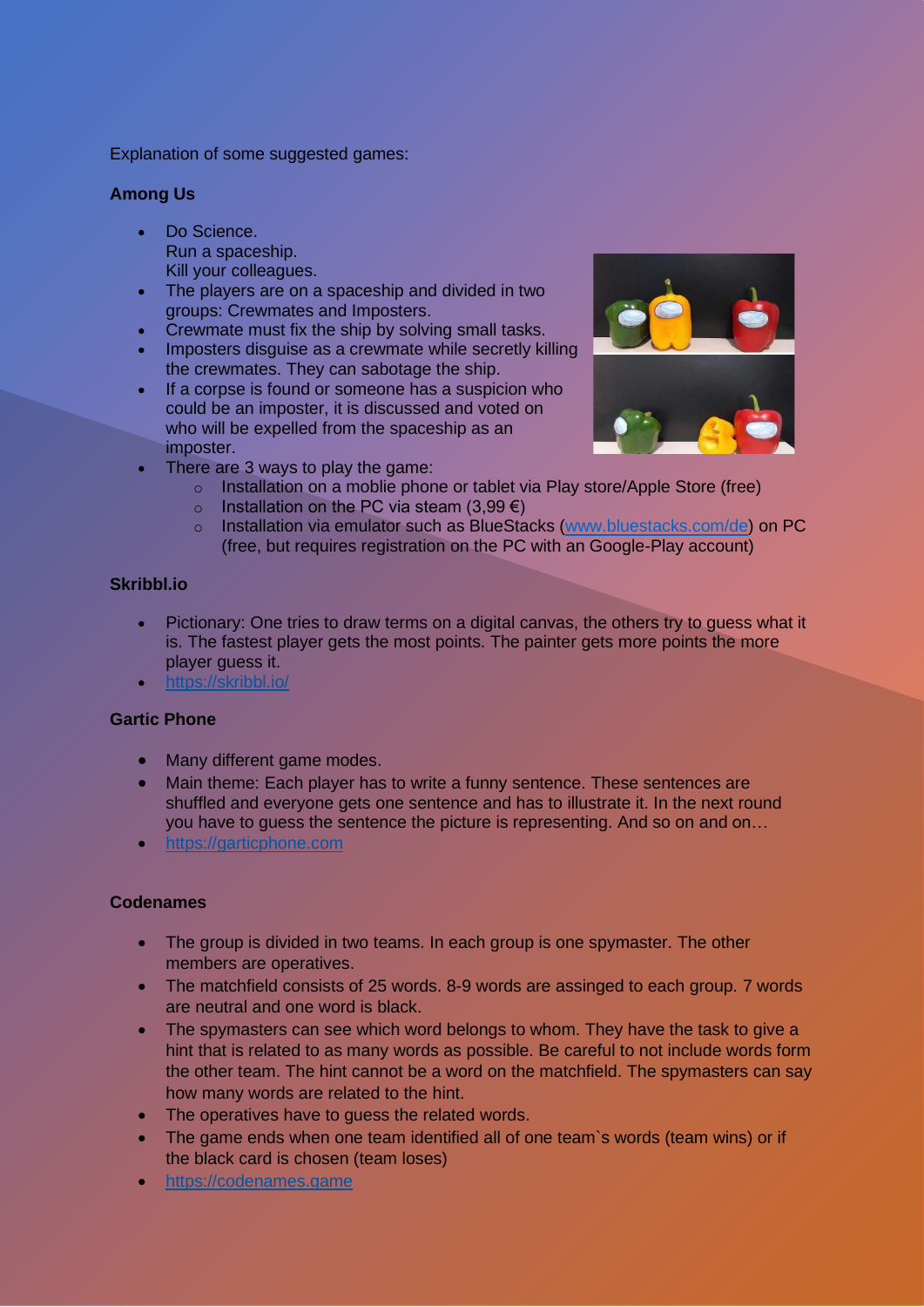Explanation of some suggested games:

**Among Us**

- Do Science.
  Run a spaceship.
  Kill your colleagues.
- The players are on a spaceship and divided in two groups: Crewmates and Imposters.
- Crewmate must fix the ship by solving small tasks.
- Imposters disguise as a crewmate while secretly killing the crewmates. They can sabotage the ship.
- If a corpse is found or someone has a suspicion who could be an imposter, it is discussed and voted on who will be expelled from the spaceship as an imposter.
- There are 3 ways to play the game:
  - Installation on a moblie phone or tablet via Play store/Apple Store (free)
  - Installation on the PC via steam (3,99 €)
  - Installation via emulator such as BlueStacks (www.bluestacks.com/de) on PC (free, but requires registration on the PC with an Google-Play account)

**Skribbl.io**

- Pictionary: One tries to draw terms on a digital canvas, the others try to guess what it is. The fastest player gets the most points. The painter gets more points the more player guess it.
- https://skribbl.io/

**Gartic Phone**

- Many different game modes.
- Main theme: Each player has to write a funny sentence. These sentences are shuffled and everyone gets one sentence and has to illustrate it. In the next round you have to guess the sentence the picture is representing. And so on and on…
- https://garticphone.com

**Codenames**

- The group is divided in two teams. In each group is one spymaster. The other members are operatives.
- The matchfield consists of 25 words. 8-9 words are assinged to each group. 7 words are neutral and one word is black.
- The spymasters can see which word belongs to whom. They have the task to give a hint that is related to as many words as possible. Be careful to not include words form the other team. The hint cannot be a word on the matchfield. The spymasters can say how many words are related to the hint.
- The operatives have to guess the related words.
- The game ends when one team identified all of one team`s words (team wins) or if the black card is chosen (team loses)
- https://codenames.game